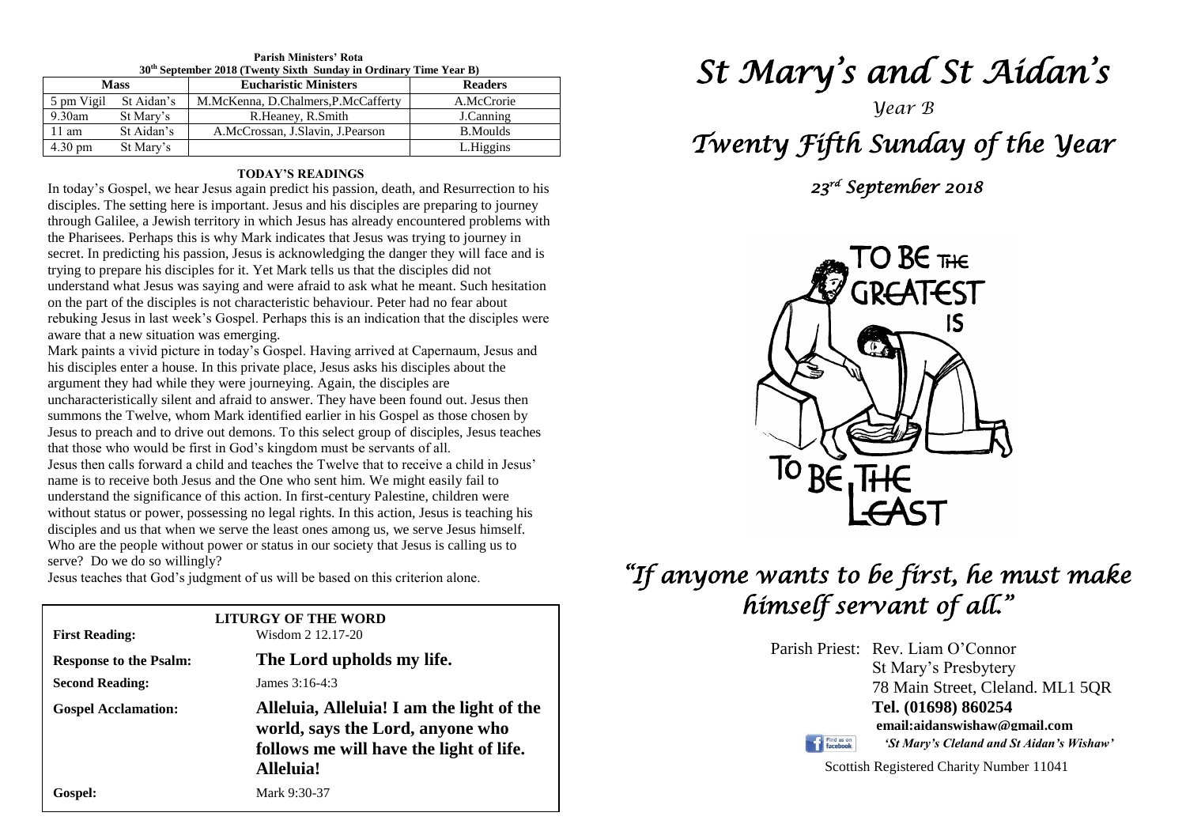**Parish Ministers' Rota**
**30th September 2018 (Twenty Sixth Sunday in Ordinary Time Year B)**

| Mass | | Eucharistic Ministers | Readers |
|---|---|---|---|
| 5 pm Vigil | St Aidan's | M.McKenna, D.Chalmers,P.McCafferty | A.McCrorie |
| 9.30am | St Mary's | R.Heaney, R.Smith | J.Canning |
| 11 am | St Aidan's | A.McCrossan, J.Slavin, J.Pearson | B.Moulds |
| 4.30 pm | St Mary's | | L.Higgins |

**TODAY'S READINGS**

In today's Gospel, we hear Jesus again predict his passion, death, and Resurrection to his disciples. The setting here is important. Jesus and his disciples are preparing to journey through Galilee, a Jewish territory in which Jesus has already encountered problems with the Pharisees. Perhaps this is why Mark indicates that Jesus was trying to journey in secret. In predicting his passion, Jesus is acknowledging the danger they will face and is trying to prepare his disciples for it. Yet Mark tells us that the disciples did not understand what Jesus was saying and were afraid to ask what he meant. Such hesitation on the part of the disciples is not characteristic behaviour. Peter had no fear about rebuking Jesus in last week's Gospel. Perhaps this is an indication that the disciples were aware that a new situation was emerging.

Mark paints a vivid picture in today's Gospel. Having arrived at Capernaum, Jesus and his disciples enter a house. In this private place, Jesus asks his disciples about the argument they had while they were journeying. Again, the disciples are uncharacteristically silent and afraid to answer. They have been found out. Jesus then summons the Twelve, whom Mark identified earlier in his Gospel as those chosen by Jesus to preach and to drive out demons. To this select group of disciples, Jesus teaches that those who would be first in God's kingdom must be servants of all.

Jesus then calls forward a child and teaches the Twelve that to receive a child in Jesus' name is to receive both Jesus and the One who sent him. We might easily fail to understand the significance of this action. In first-century Palestine, children were without status or power, possessing no legal rights. In this action, Jesus is teaching his disciples and us that when we serve the least ones among us, we serve Jesus himself. Who are the people without power or status in our society that Jesus is calling us to serve? Do we do so willingly?

Jesus teaches that God's judgment of us will be based on this criterion alone.

**LITURGY OF THE WORD**

| | |
|---|---|
| **First Reading:** | Wisdom 2 12.17-20 |
| **Response to the Psalm:** | **The Lord upholds my life.** |
| **Second Reading:** | James 3:16-4:3 |
| **Gospel Acclamation:** | **Alleluia, Alleluia! I am the light of the world, says the Lord, anyone who follows me will have the light of life. Alleluia!** |
| **Gospel:** | Mark 9:30-37 |

# *St Mary's and St Aidan's*

*Year B*

## *Twenty Fifth Sunday of the Year*

*23rd September 2018*

TO BE THE GREATEST IS TO BE THE LEAST

## *"If anyone wants to be first, he must make himself servant of all."*

Parish Priest: Rev. Liam O'Connor
St Mary's Presbytery
78 Main Street, Cleland. ML1 5QR
**Tel. (01698) 860254**
**email:aidanswishaw@gmail.com**
*'St Mary's Cleland and St Aidan's Wishaw'*

Scottish Registered Charity Number 11041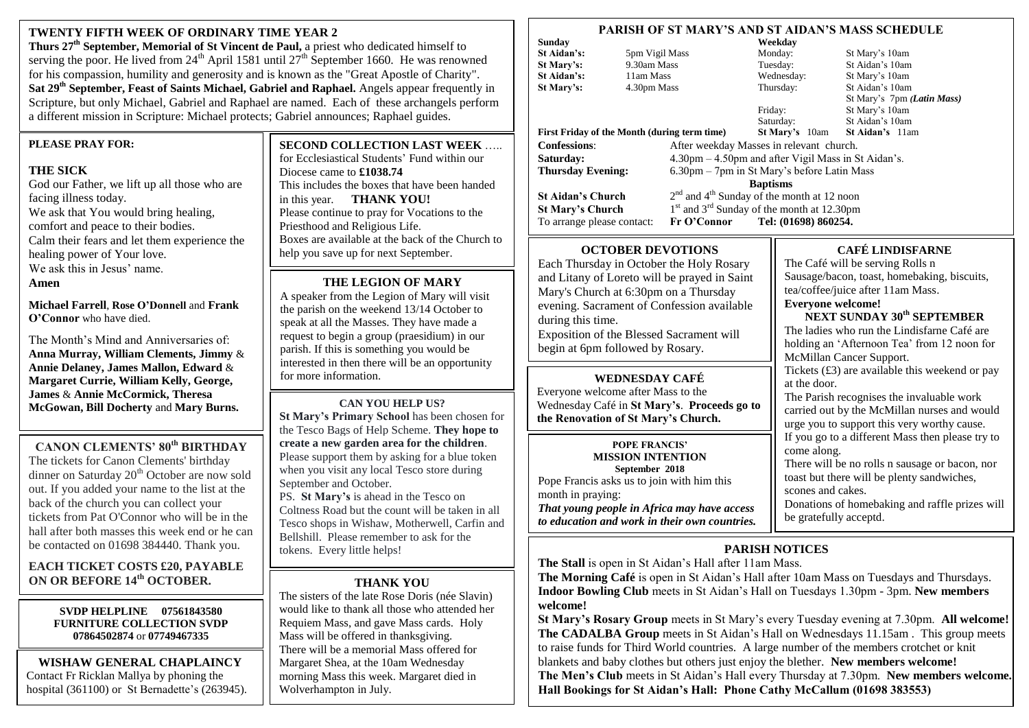## TWENTY FIFTH WEEK OF ORDINARY TIME YEAR 2

**Thurs 27th September, Memorial of St Vincent de Paul,** a priest who dedicated himself to serving the poor. He lived from 24th April 1581 until 27th September 1660. He was renowned for his compassion, humility and generosity and is known as the "Great Apostle of Charity".
**Sat 29th September, Feast of Saints Michael, Gabriel and Raphael.** Angels appear frequently in Scripture, but only Michael, Gabriel and Raphael are named. Each of these archangels perform a different mission in Scripture: Michael protects; Gabriel announces; Raphael guides.

### PLEASE PRAY FOR:

**THE SICK**
God our Father, we lift up all those who are facing illness today.
We ask that You would bring healing, comfort and peace to their bodies.
Calm their fears and let them experience the healing power of Your love.
We ask this in Jesus' name.
**Amen**

**Michael Farrell**, **Rose O'Donnell** and **Frank O'Connor** who have died.

The Month's Mind and Anniversaries of: **Anna Murray, William Clements, Jimmy** & **Annie Delaney, James Mallon, Edward** & **Margaret Currie, William Kelly, George, James** & **Annie McCormick, Theresa McGowan, Bill Docherty** and **Mary Burns.**

### CANON CLEMENTS' 80th BIRTHDAY

The tickets for Canon Clements' birthday dinner on Saturday 20th October are now sold out. If you added your name to the list at the back of the church you can collect your tickets from Pat O'Connor who will be in the hall after both masses this week end or he can be contacted on 01698 384440. Thank you.

**EACH TICKET COSTS £20, PAYABLE ON OR BEFORE 14th OCTOBER.**

**SVDP HELPLINE 07561843580**
**FURNITURE COLLECTION SVDP 07864502874** or **07749467335**

### WISHAW GENERAL CHAPLAINCY

Contact Fr Ricklan Mallya by phoning the hospital (361100) or St Bernadette's (263945).

**SECOND COLLECTION LAST WEEK** …..
for Ecclesiastical Students' Fund within our Diocese came to **£1038.74**
This includes the boxes that have been handed in this year. **THANK YOU!**
Please continue to pray for Vocations to the Priesthood and Religious Life.
Boxes are available at the back of the Church to help you save up for next September.

### THE LEGION OF MARY

A speaker from the Legion of Mary will visit the parish on the weekend 13/14 October to speak at all the Masses. They have made a request to begin a group (praesidium) in our parish. If this is something you would be interested in then there will be an opportunity for more information.

### CAN YOU HELP US?

**St Mary's Primary School** has been chosen for the Tesco Bags of Help Scheme. **They hope to create a new garden area for the children**. Please support them by asking for a blue token when you visit any local Tesco store during September and October.
PS. **St Mary's** is ahead in the Tesco on Coltness Road but the count will be taken in all Tesco shops in Wishaw, Motherwell, Carfin and Bellshill. Please remember to ask for the tokens. Every little helps!

### THANK YOU

The sisters of the late Rose Doris (née Slavin) would like to thank all those who attended her Requiem Mass, and gave Mass cards. Holy Mass will be offered in thanksgiving.
There will be a memorial Mass offered for Margaret Shea, at the 10am Wednesday morning Mass this week. Margaret died in Wolverhampton in July.

### PARISH OF ST MARY'S AND ST AIDAN'S MASS SCHEDULE

| **Sunday** | | **Weekday** | |
|---|---|---|---|
| **St Aidan's:** | 5pm Vigil Mass | Monday: | St Mary's 10am |
| **St Mary's:** | 9.30am Mass | Tuesday: | St Aidan's 10am |
| **St Aidan's:** | 11am Mass | Wednesday: | St Mary's 10am |
| **St Mary's:** | 4.30pm Mass | Thursday: | St Aidan's 10am |
| | | | St Mary's 7pm *(Latin Mass)* |
| | | Friday: | St Mary's 10am |
| | | Saturday: | St Aidan's 10am |

**First Friday of the Month (during term time)** **St Mary's** 10am **St Aidan's** 11am

**Confessions**: After weekday Masses in relevant church.
**Saturday:** 4.30pm – 4.50pm and after Vigil Mass in St Aidan's.
**Thursday Evening:** 6.30pm – 7pm in St Mary's before Latin Mass

**Baptisms**
**St Aidan's Church** 2nd and 4th Sunday of the month at 12 noon
**St Mary's Church** 1st and 3rd Sunday of the month at 12.30pm
To arrange please contact: **Fr O'Connor Tel: (01698) 860254.**

### OCTOBER DEVOTIONS

Each Thursday in October the Holy Rosary and Litany of Loreto will be prayed in Saint Mary's Church at 6:30pm on a Thursday evening. Sacrament of Confession available during this time.
Exposition of the Blessed Sacrament will begin at 6pm followed by Rosary.

### WEDNESDAY CAFÉ

Everyone welcome after Mass to the Wednesday Café in **St Mary's**. **Proceeds go to the Renovation of St Mary's Church.**

### POPE FRANCIS' MISSION INTENTION
**September 2018**

Pope Francis asks us to join with him this month in praying:
***That young people in Africa may have access to education and work in their own countries.***

### CAFÉ LINDISFARNE

The Café will be serving Rolls n Sausage/bacon, toast, homebaking, biscuits, tea/coffee/juice after 11am Mass.
**Everyone welcome!**

**NEXT SUNDAY 30th SEPTEMBER**
The ladies who run the Lindisfarne Café are holding an 'Afternoon Tea' from 12 noon for McMillan Cancer Support.
Tickets (£3) are available this weekend or pay at the door.
The Parish recognises the invaluable work carried out by the McMillan nurses and would urge you to support this very worthy cause.
If you go to a different Mass then please try to come along.
There will be no rolls n sausage or bacon, nor toast but there will be plenty sandwiches, scones and cakes.
Donations of homebaking and raffle prizes will be gratefully acceptd.

### PARISH NOTICES

**The Stall** is open in St Aidan's Hall after 11am Mass.
**The Morning Café** is open in St Aidan's Hall after 10am Mass on Tuesdays and Thursdays.
**Indoor Bowling Club** meets in St Aidan's Hall on Tuesdays 1.30pm - 3pm. **New members welcome!**
**St Mary's Rosary Group** meets in St Mary's every Tuesday evening at 7.30pm. **All welcome!**
**The CADALBA Group** meets in St Aidan's Hall on Wednesdays 11.15am . This group meets to raise funds for Third World countries. A large number of the members crotchet or knit blankets and baby clothes but others just enjoy the blether. **New members welcome!**
**The Men's Club** meets in St Aidan's Hall every Thursday at 7.30pm. **New members welcome.**
**Hall Bookings for St Aidan's Hall: Phone Cathy McCallum (01698 383553)**